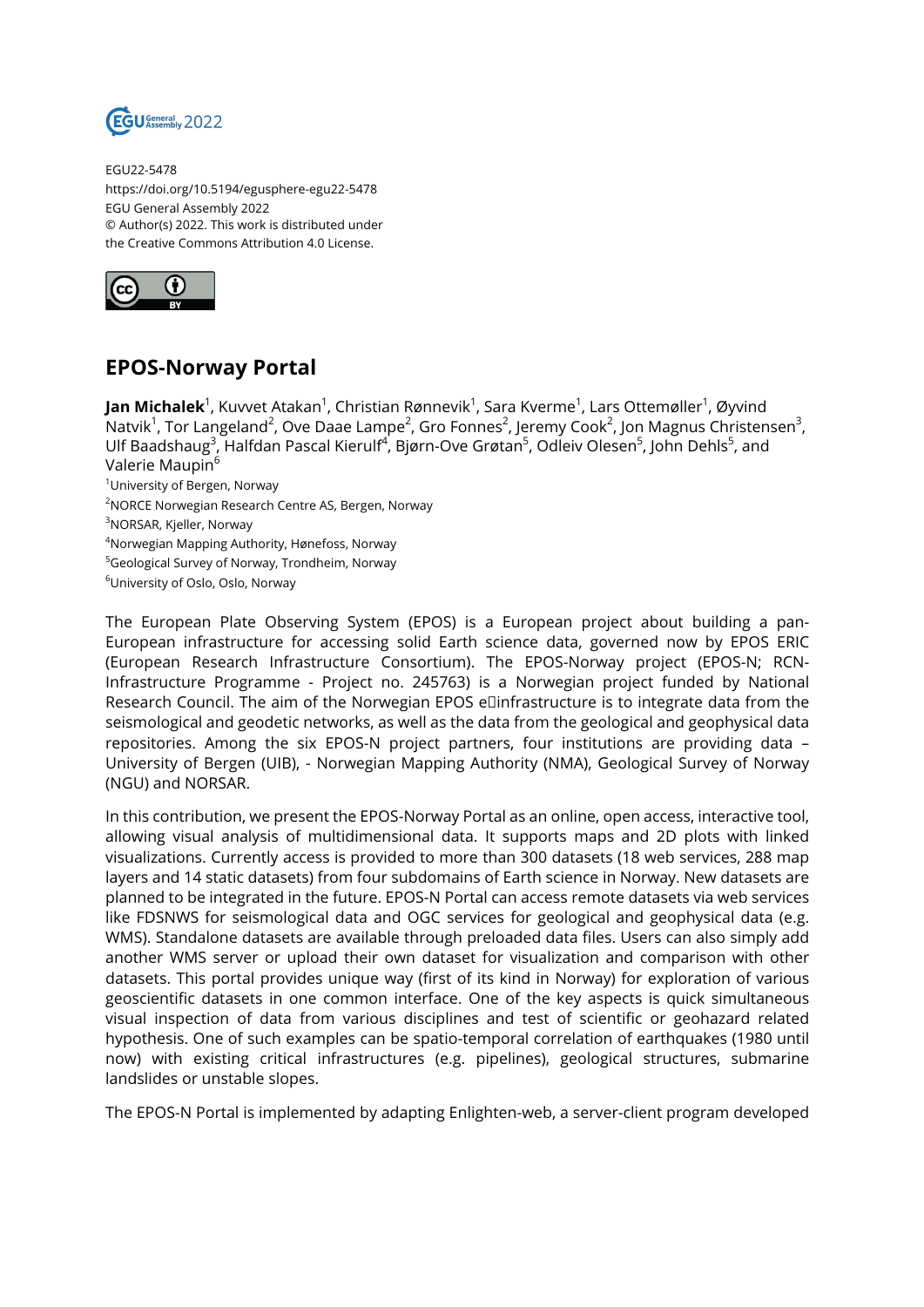EGU22-5478
https://doi.org/10.5194/egusphere-egu22-5478
EGU General Assembly 2022
© Author(s) 2022. This work is distributed under
the Creative Commons Attribution 4.0 License.

# EPOS-Norway Portal

**Jan Michalek**[1], Kuvvet Atakan[1], Christian Rønnevik[1], Sara Kverme[1], Lars Ottemøller[1], Øyvind Natvik[1], Tor Langeland[2], Ove Daae Lampe[2], Gro Fonnes[2], Jeremy Cook[2], Jon Magnus Christensen[3], Ulf Baadshaug[3], Halfdan Pascal Kierulf[4], Bjørn-Ove Grøtan[5], Odleiv Olesen[5], John Dehls[5], and Valerie Maupin[6]

[1]University of Bergen, Norway
[2]NORCE Norwegian Research Centre AS, Bergen, Norway
[3]NORSAR, Kjeller, Norway
[4]Norwegian Mapping Authority, Hønefoss, Norway
[5]Geological Survey of Norway, Trondheim, Norway
[6]University of Oslo, Oslo, Norway

The European Plate Observing System (EPOS) is a European project about building a pan-European infrastructure for accessing solid Earth science data, governed now by EPOS ERIC (European Research Infrastructure Consortium). The EPOS-Norway project (EPOS-N; RCN-Infrastructure Programme - Project no. 245763) is a Norwegian project funded by National Research Council. The aim of the Norwegian EPOS e‐infrastructure is to integrate data from the seismological and geodetic networks, as well as the data from the geological and geophysical data repositories. Among the six EPOS-N project partners, four institutions are providing data – University of Bergen (UIB), - Norwegian Mapping Authority (NMA), Geological Survey of Norway (NGU) and NORSAR.

In this contribution, we present the EPOS-Norway Portal as an online, open access, interactive tool, allowing visual analysis of multidimensional data. It supports maps and 2D plots with linked visualizations. Currently access is provided to more than 300 datasets (18 web services, 288 map layers and 14 static datasets) from four subdomains of Earth science in Norway. New datasets are planned to be integrated in the future. EPOS-N Portal can access remote datasets via web services like FDSNWS for seismological data and OGC services for geological and geophysical data (e.g. WMS). Standalone datasets are available through preloaded data files. Users can also simply add another WMS server or upload their own dataset for visualization and comparison with other datasets. This portal provides unique way (first of its kind in Norway) for exploration of various geoscientific datasets in one common interface. One of the key aspects is quick simultaneous visual inspection of data from various disciplines and test of scientific or geohazard related hypothesis. One of such examples can be spatio-temporal correlation of earthquakes (1980 until now) with existing critical infrastructures (e.g. pipelines), geological structures, submarine landslides or unstable slopes.

The EPOS-N Portal is implemented by adapting Enlighten-web, a server-client program developed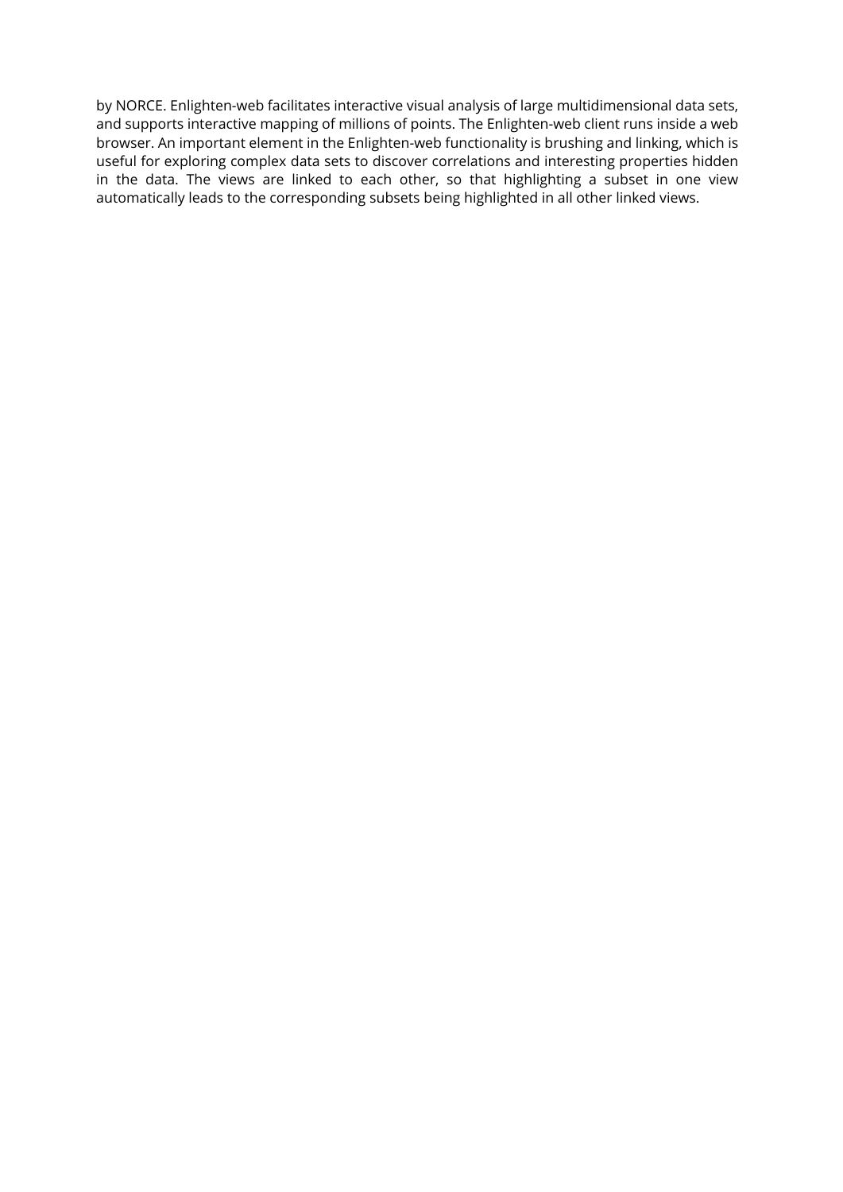by NORCE. Enlighten-web facilitates interactive visual analysis of large multidimensional data sets, and supports interactive mapping of millions of points. The Enlighten-web client runs inside a web browser. An important element in the Enlighten-web functionality is brushing and linking, which is useful for exploring complex data sets to discover correlations and interesting properties hidden in the data. The views are linked to each other, so that highlighting a subset in one view automatically leads to the corresponding subsets being highlighted in all other linked views.